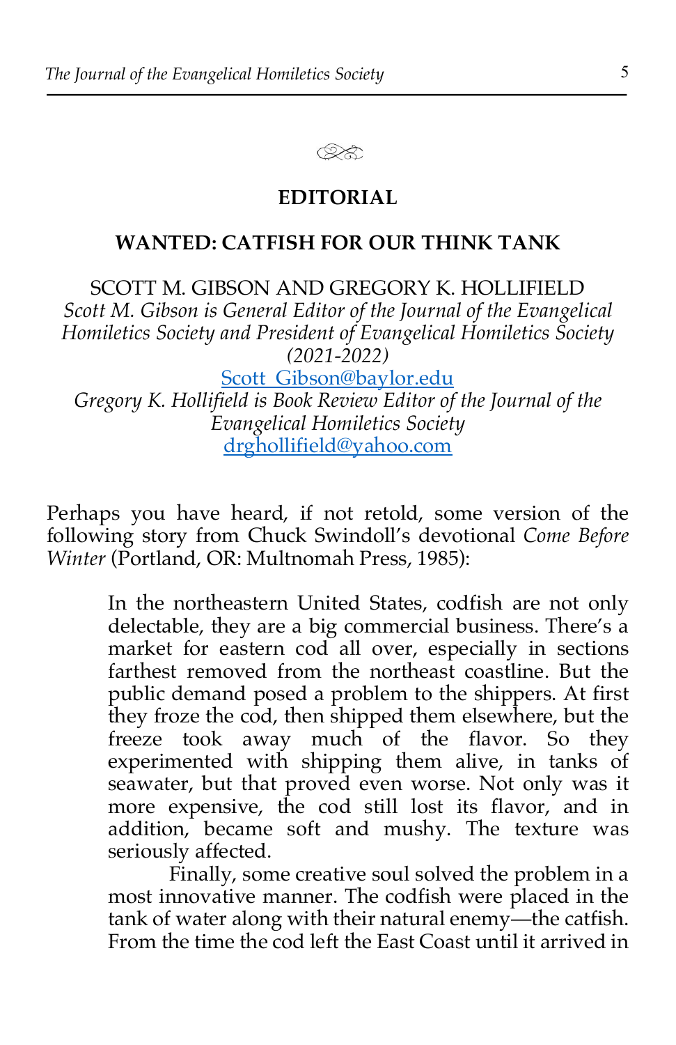## EDITORIAL

# WANTED: CATFISH FOR OUR THINK TANK

SCOTT M. GIBSON AND GREGORY K. HOLLIFIELD

*Scott M. Gibson is General Editor of the Journal of the Evangelical Homiletics Society and President of Evangelical Homiletics Society (2021-2022)*

Scott_Gibson@baylor.edu

*Gregory K. Hollifield is Book Review Editor of the Journal of the Evangelical Homiletics Society*

drghollifield@yahoo.com

Perhaps you have heard, if not retold, some version of the following story from Chuck Swindoll's devotional *Come Before Winter* (Portland, OR: Multnomah Press, 1985):

> In the northeastern United States, codfish are not only delectable, they are a big commercial business. There's a market for eastern cod all over, especially in sections farthest removed from the northeast coastline. But the public demand posed a problem to the shippers. At first they froze the cod, then shipped them elsewhere, but the freeze took away much of the flavor. So they experimented with shipping them alive, in tanks of seawater, but that proved even worse. Not only was it more expensive, the cod still lost its flavor, and in addition, became soft and mushy. The texture was seriously affected.
>
> Finally, some creative soul solved the problem in a most innovative manner. The codfish were placed in the tank of water along with their natural enemy—the catfish. From the time the cod left the East Coast until it arrived in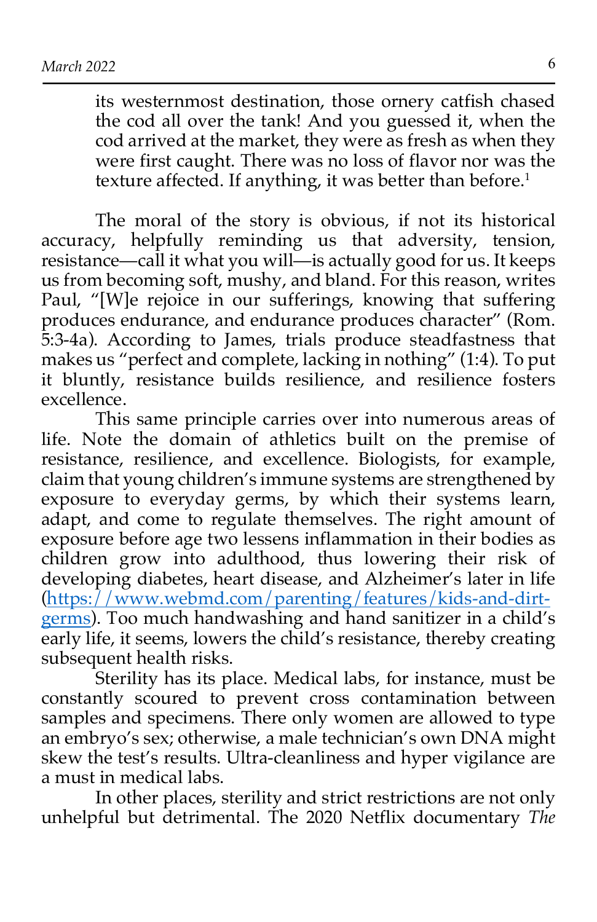its westernmost destination, those ornery catfish chased the cod all over the tank! And you guessed it, when the cod arrived at the market, they were as fresh as when they were first caught. There was no loss of flavor nor was the texture affected. If anything, it was better than before.[1]

The moral of the story is obvious, if not its historical accuracy, helpfully reminding us that adversity, tension, resistance—call it what you will—is actually good for us. It keeps us from becoming soft, mushy, and bland. For this reason, writes Paul, "[W]e rejoice in our sufferings, knowing that suffering produces endurance, and endurance produces character" (Rom. 5:3-4a). According to James, trials produce steadfastness that makes us "perfect and complete, lacking in nothing" (1:4). To put it bluntly, resistance builds resilience, and resilience fosters excellence.

This same principle carries over into numerous areas of life. Note the domain of athletics built on the premise of resistance, resilience, and excellence. Biologists, for example, claim that young children's immune systems are strengthened by exposure to everyday germs, by which their systems learn, adapt, and come to regulate themselves. The right amount of exposure before age two lessens inflammation in their bodies as children grow into adulthood, thus lowering their risk of developing diabetes, heart disease, and Alzheimer's later in life ([https://www.webmd.com/parenting/features/kids-and-dirt-germs](https://www.webmd.com/parenting/features/kids-and-dirt-germs)). Too much handwashing and hand sanitizer in a child's early life, it seems, lowers the child's resistance, thereby creating subsequent health risks.

Sterility has its place. Medical labs, for instance, must be constantly scoured to prevent cross contamination between samples and specimens. There only women are allowed to type an embryo's sex; otherwise, a male technician's own DNA might skew the test's results. Ultra-cleanliness and hyper vigilance are a must in medical labs.

In other places, sterility and strict restrictions are not only unhelpful but detrimental. The 2020 Netflix documentary *The*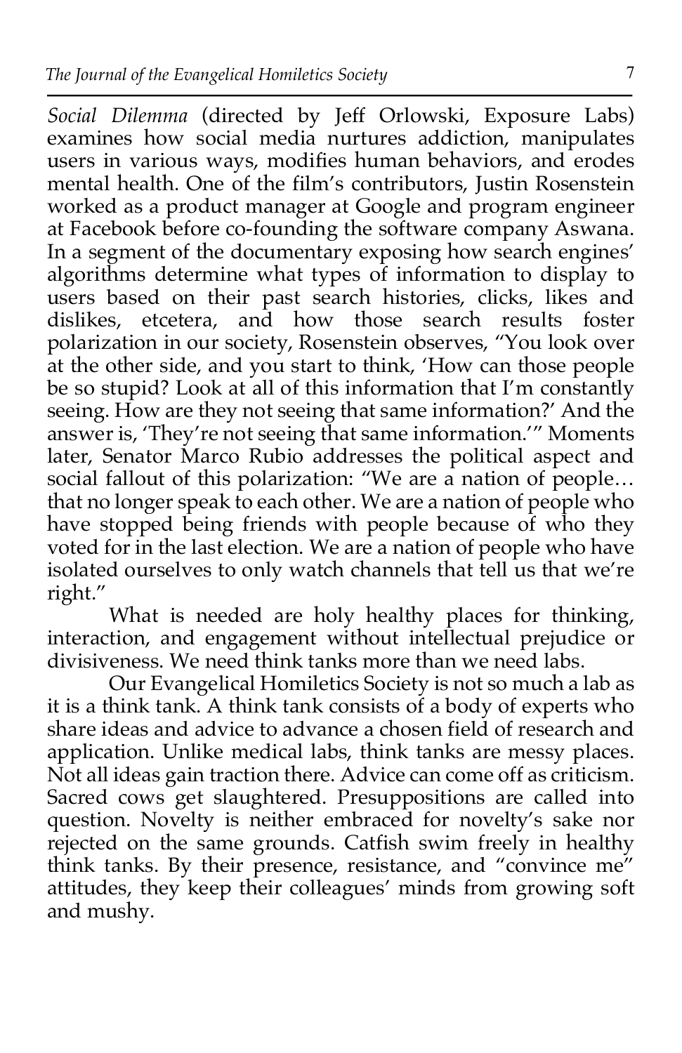*Social Dilemma* (directed by Jeff Orlowski, Exposure Labs) examines how social media nurtures addiction, manipulates users in various ways, modifies human behaviors, and erodes mental health. One of the film's contributors, Justin Rosenstein worked as a product manager at Google and program engineer at Facebook before co-founding the software company Aswana. In a segment of the documentary exposing how search engines' algorithms determine what types of information to display to users based on their past search histories, clicks, likes and dislikes, etcetera, and how those search results foster polarization in our society, Rosenstein observes, "You look over at the other side, and you start to think, 'How can those people be so stupid? Look at all of this information that I'm constantly seeing. How are they not seeing that same information?' And the answer is, 'They're not seeing that same information.'" Moments later, Senator Marco Rubio addresses the political aspect and social fallout of this polarization: "We are a nation of people… that no longer speak to each other. We are a nation of people who have stopped being friends with people because of who they voted for in the last election. We are a nation of people who have isolated ourselves to only watch channels that tell us that we're right."

What is needed are holy healthy places for thinking, interaction, and engagement without intellectual prejudice or divisiveness. We need think tanks more than we need labs.

Our Evangelical Homiletics Society is not so much a lab as it is a think tank. A think tank consists of a body of experts who share ideas and advice to advance a chosen field of research and application. Unlike medical labs, think tanks are messy places. Not all ideas gain traction there. Advice can come off as criticism. Sacred cows get slaughtered. Presuppositions are called into question. Novelty is neither embraced for novelty's sake nor rejected on the same grounds. Catfish swim freely in healthy think tanks. By their presence, resistance, and "convince me" attitudes, they keep their colleagues' minds from growing soft and mushy.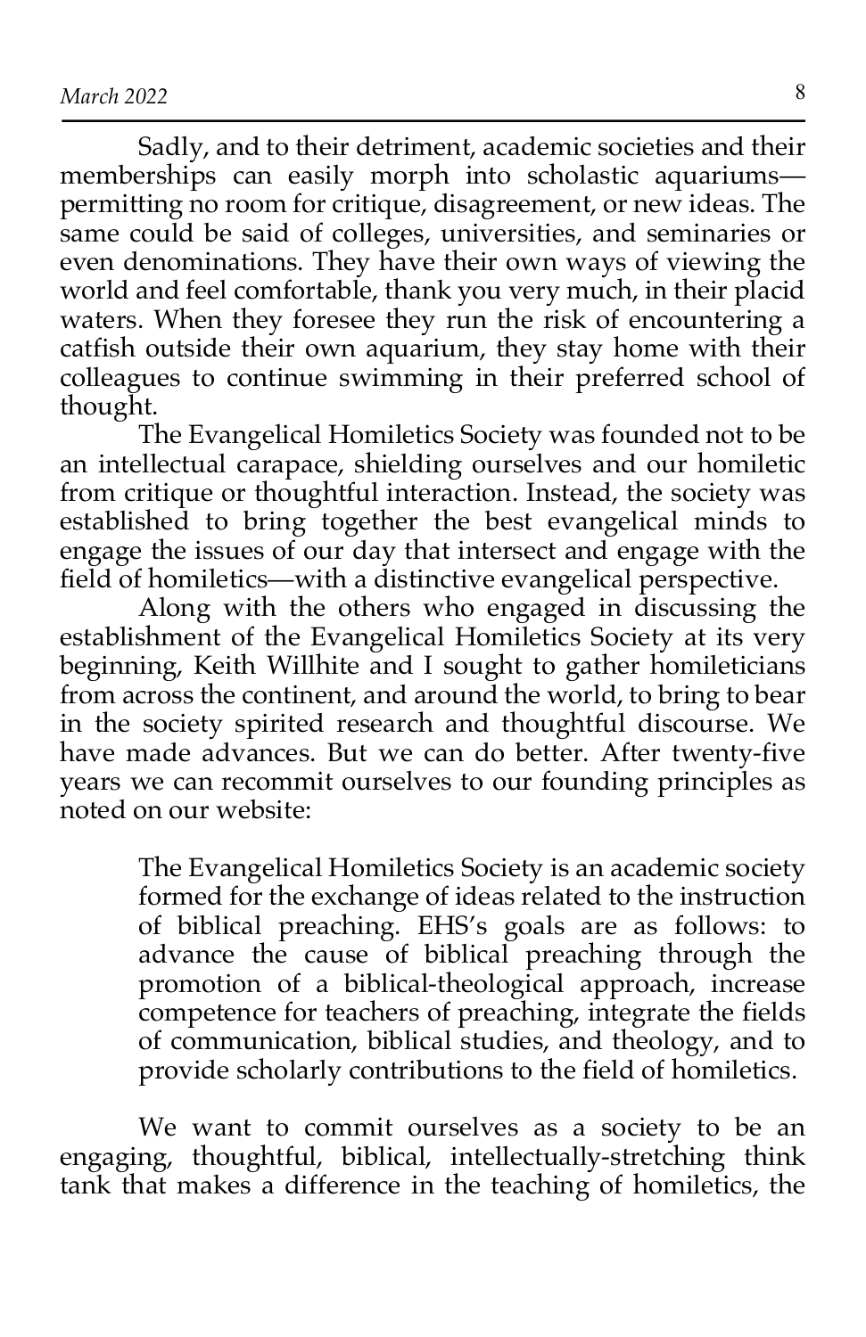Sadly, and to their detriment, academic societies and their memberships can easily morph into scholastic aquariums—permitting no room for critique, disagreement, or new ideas. The same could be said of colleges, universities, and seminaries or even denominations. They have their own ways of viewing the world and feel comfortable, thank you very much, in their placid waters. When they foresee they run the risk of encountering a catfish outside their own aquarium, they stay home with their colleagues to continue swimming in their preferred school of thought.

The Evangelical Homiletics Society was founded not to be an intellectual carapace, shielding ourselves and our homiletic from critique or thoughtful interaction. Instead, the society was established to bring together the best evangelical minds to engage the issues of our day that intersect and engage with the field of homiletics—with a distinctive evangelical perspective.

Along with the others who engaged in discussing the establishment of the Evangelical Homiletics Society at its very beginning, Keith Willhite and I sought to gather homileticians from across the continent, and around the world, to bring to bear in the society spirited research and thoughtful discourse. We have made advances. But we can do better. After twenty-five years we can recommit ourselves to our founding principles as noted on our website:

> The Evangelical Homiletics Society is an academic society formed for the exchange of ideas related to the instruction of biblical preaching. EHS's goals are as follows: to advance the cause of biblical preaching through the promotion of a biblical-theological approach, increase competence for teachers of preaching, integrate the fields of communication, biblical studies, and theology, and to provide scholarly contributions to the field of homiletics.

We want to commit ourselves as a society to be an engaging, thoughtful, biblical, intellectually-stretching think tank that makes a difference in the teaching of homiletics, the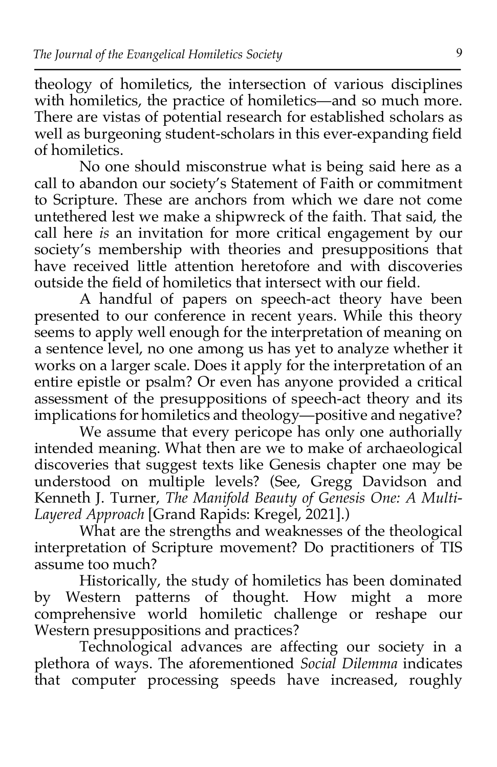theology of homiletics, the intersection of various disciplines with homiletics, the practice of homiletics—and so much more. There are vistas of potential research for established scholars as well as burgeoning student-scholars in this ever-expanding field of homiletics.

No one should misconstrue what is being said here as a call to abandon our society's Statement of Faith or commitment to Scripture. These are anchors from which we dare not come untethered lest we make a shipwreck of the faith. That said, the call here *is* an invitation for more critical engagement by our society's membership with theories and presuppositions that have received little attention heretofore and with discoveries outside the field of homiletics that intersect with our field.

A handful of papers on speech-act theory have been presented to our conference in recent years. While this theory seems to apply well enough for the interpretation of meaning on a sentence level, no one among us has yet to analyze whether it works on a larger scale. Does it apply for the interpretation of an entire epistle or psalm? Or even has anyone provided a critical assessment of the presuppositions of speech-act theory and its implications for homiletics and theology—positive and negative?

We assume that every pericope has only one authorially intended meaning. What then are we to make of archaeological discoveries that suggest texts like Genesis chapter one may be understood on multiple levels? (See, Gregg Davidson and Kenneth J. Turner, *The Manifold Beauty of Genesis One: A Multi-Layered Approach* [Grand Rapids: Kregel, 2021].)

What are the strengths and weaknesses of the theological interpretation of Scripture movement? Do practitioners of TIS assume too much?

Historically, the study of homiletics has been dominated by Western patterns of thought. How might a more comprehensive world homiletic challenge or reshape our Western presuppositions and practices?

Technological advances are affecting our society in a plethora of ways. The aforementioned *Social Dilemma* indicates that computer processing speeds have increased, roughly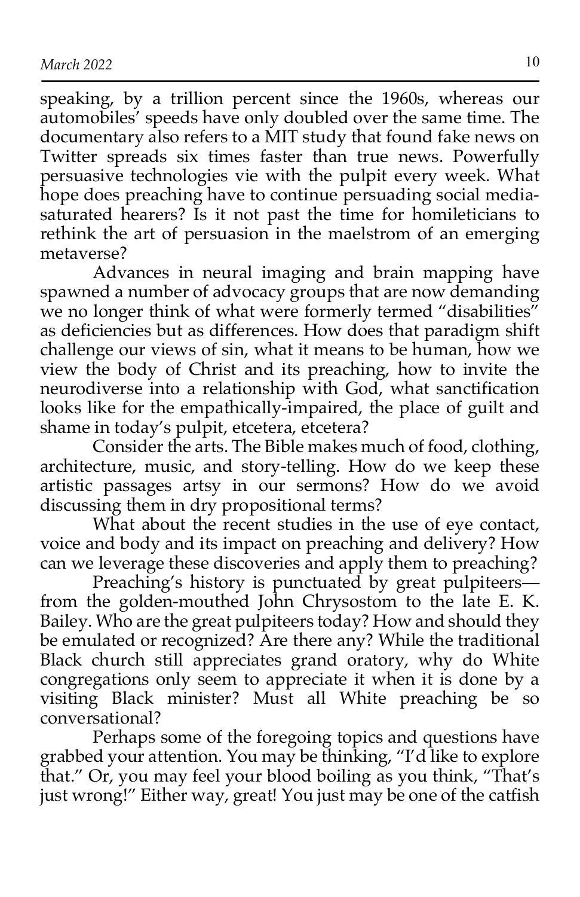speaking, by a trillion percent since the 1960s, whereas our automobiles' speeds have only doubled over the same time. The documentary also refers to a MIT study that found fake news on Twitter spreads six times faster than true news. Powerfully persuasive technologies vie with the pulpit every week. What hope does preaching have to continue persuading social media-saturated hearers? Is it not past the time for homileticians to rethink the art of persuasion in the maelstrom of an emerging metaverse?

Advances in neural imaging and brain mapping have spawned a number of advocacy groups that are now demanding we no longer think of what were formerly termed "disabilities" as deficiencies but as differences. How does that paradigm shift challenge our views of sin, what it means to be human, how we view the body of Christ and its preaching, how to invite the neurodiverse into a relationship with God, what sanctification looks like for the empathically-impaired, the place of guilt and shame in today's pulpit, etcetera, etcetera?

Consider the arts. The Bible makes much of food, clothing, architecture, music, and story-telling. How do we keep these artistic passages artsy in our sermons? How do we avoid discussing them in dry propositional terms?

What about the recent studies in the use of eye contact, voice and body and its impact on preaching and delivery? How can we leverage these discoveries and apply them to preaching?

Preaching's history is punctuated by great pulpiteers—from the golden-mouthed John Chrysostom to the late E. K. Bailey. Who are the great pulpiteers today? How and should they be emulated or recognized? Are there any? While the traditional Black church still appreciates grand oratory, why do White congregations only seem to appreciate it when it is done by a visiting Black minister? Must all White preaching be so conversational?

Perhaps some of the foregoing topics and questions have grabbed your attention. You may be thinking, "I'd like to explore that." Or, you may feel your blood boiling as you think, "That's just wrong!" Either way, great! You just may be one of the catfish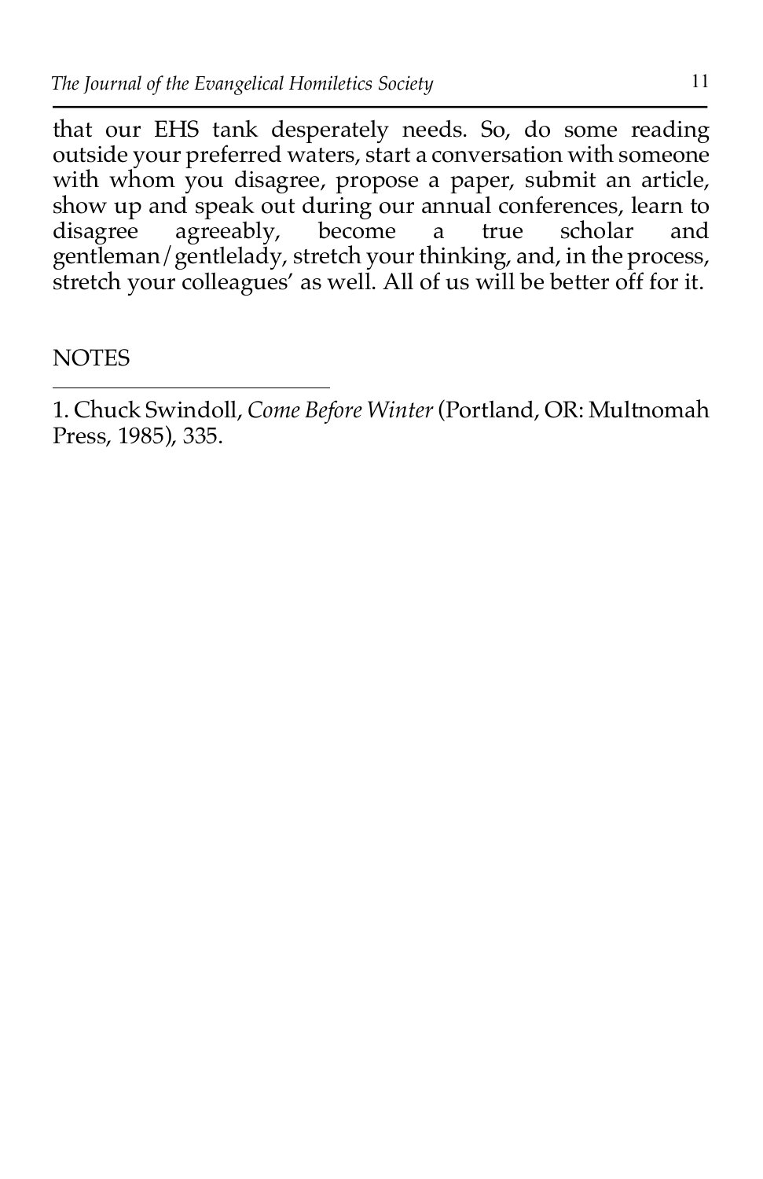that our EHS tank desperately needs. So, do some reading outside your preferred waters, start a conversation with someone with whom you disagree, propose a paper, submit an article, show up and speak out during our annual conferences, learn to disagree agreeably, become a true scholar and gentleman/gentlelady, stretch your thinking, and, in the process, stretch your colleagues' as well. All of us will be better off for it.

NOTES

1. Chuck Swindoll, *Come Before Winter* (Portland, OR: Multnomah Press, 1985), 335.